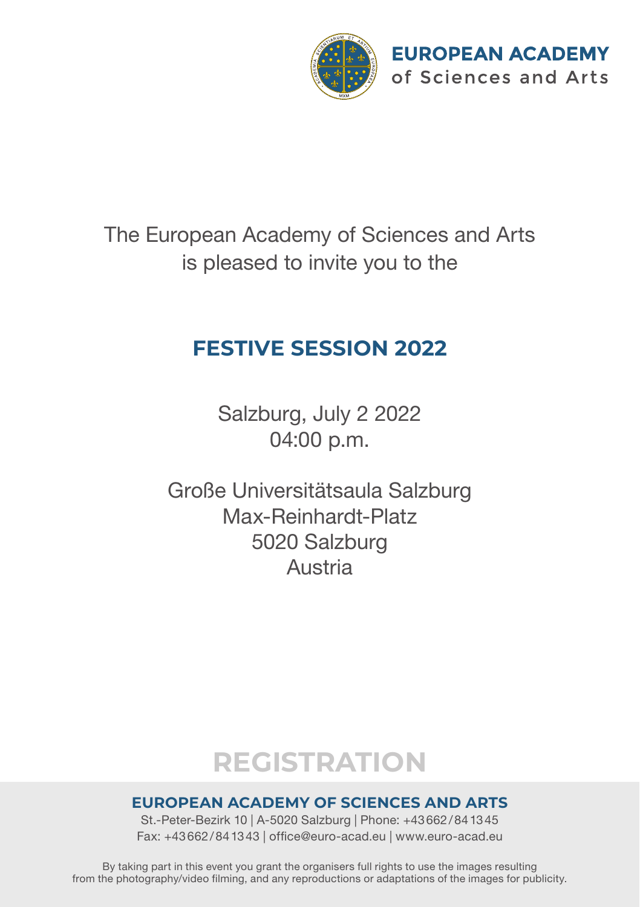**EUROPEAN ACADEMY**
of Sciences and Arts

The European Academy of Sciences and Arts
is pleased to invite you to the

# FESTIVE SESSION 2022

Salzburg, July 2 2022
04:00 p.m.

Große Universitätsaula Salzburg
Max-Reinhardt-Platz
5020 Salzburg
Austria

## REGISTRATION

**EUROPEAN ACADEMY OF SCIENCES AND ARTS**
St.-Peter-Bezirk 10 | A-5020 Salzburg | Phone: +43 662 / 84 13 45
Fax: +43 662 / 84 13 43 | office@euro-acad.eu | www.euro-acad.eu

By taking part in this event you grant the organisers full rights to use the images resulting from the photography/video filming, and any reproductions or adaptations of the images for publicity.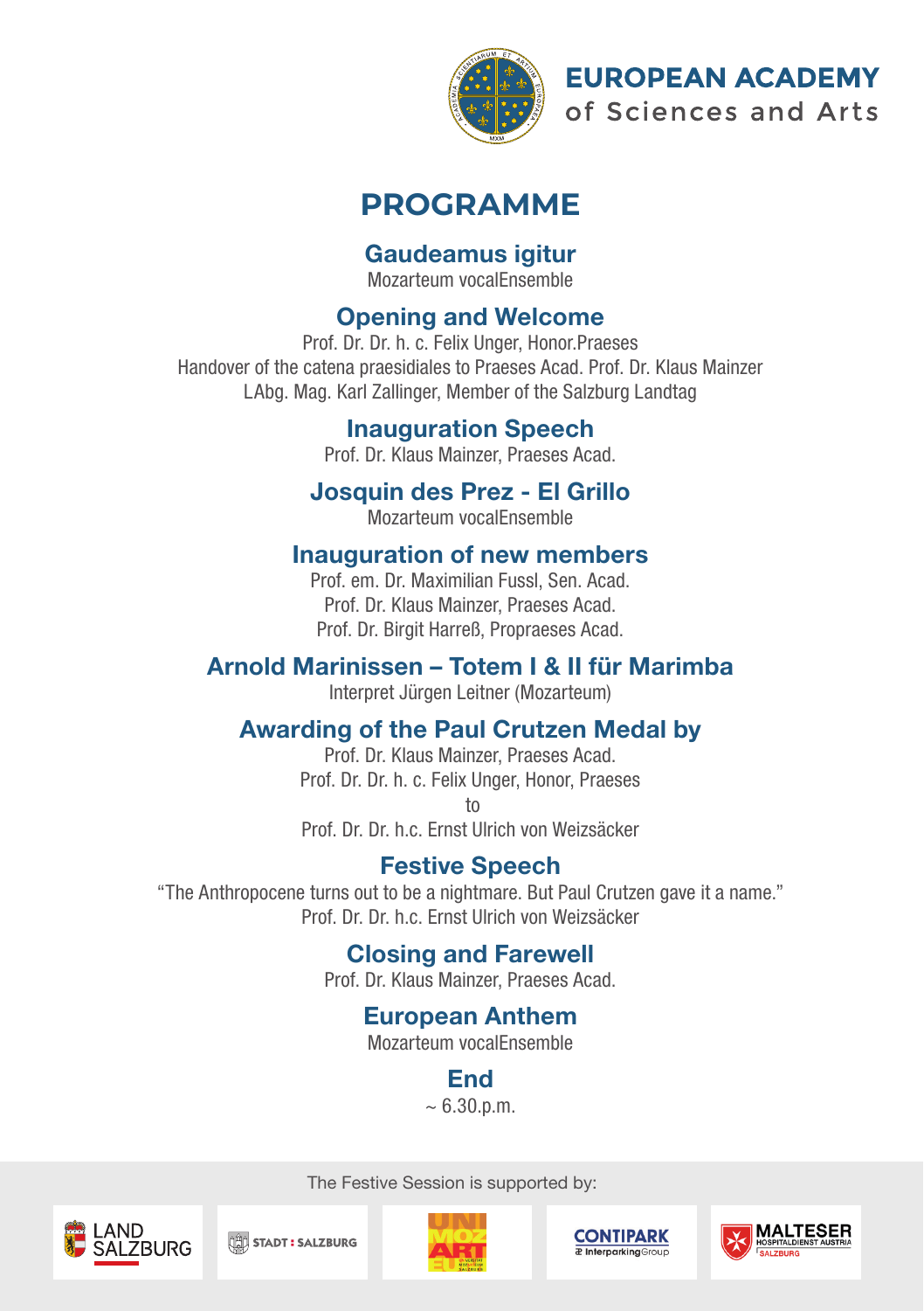EUROPEAN ACADEMY
of Sciences and Arts

# PROGRAMME

## Gaudeamus igitur
Mozarteum vocalEnsemble

## Opening and Welcome
Prof. Dr. Dr. h. c. Felix Unger, Honor.Praeses
Handover of the catena praesidiales to Praeses Acad. Prof. Dr. Klaus Mainzer
LAbg. Mag. Karl Zallinger, Member of the Salzburg Landtag

## Inauguration Speech
Prof. Dr. Klaus Mainzer, Praeses Acad.

## Josquin des Prez - El Grillo
Mozarteum vocalEnsemble

## Inauguration of new members
Prof. em. Dr. Maximilian Fussl, Sen. Acad.
Prof. Dr. Klaus Mainzer, Praeses Acad.
Prof. Dr. Birgit Harreß, Propraeses Acad.

## Arnold Marinissen – Totem I & II für Marimba
Interpret Jürgen Leitner (Mozarteum)

## Awarding of the Paul Crutzen Medal by
Prof. Dr. Klaus Mainzer, Praeses Acad.
Prof. Dr. Dr. h. c. Felix Unger, Honor, Praeses
to
Prof. Dr. Dr. h.c. Ernst Ulrich von Weizsäcker

## Festive Speech
"The Anthropocene turns out to be a nightmare. But Paul Crutzen gave it a name."
Prof. Dr. Dr. h.c. Ernst Ulrich von Weizsäcker

## Closing and Farewell
Prof. Dr. Klaus Mainzer, Praeses Acad.

## European Anthem
Mozarteum vocalEnsemble

## End
~ 6.30.p.m.

The Festive Session is supported by:

LAND SALZBURG · STADT : SALZBURG · UNI MOZ ART EUM · CONTIPARK Interparking Group · MALTESER HOSPITALDIENST AUSTRIA SALZBURG